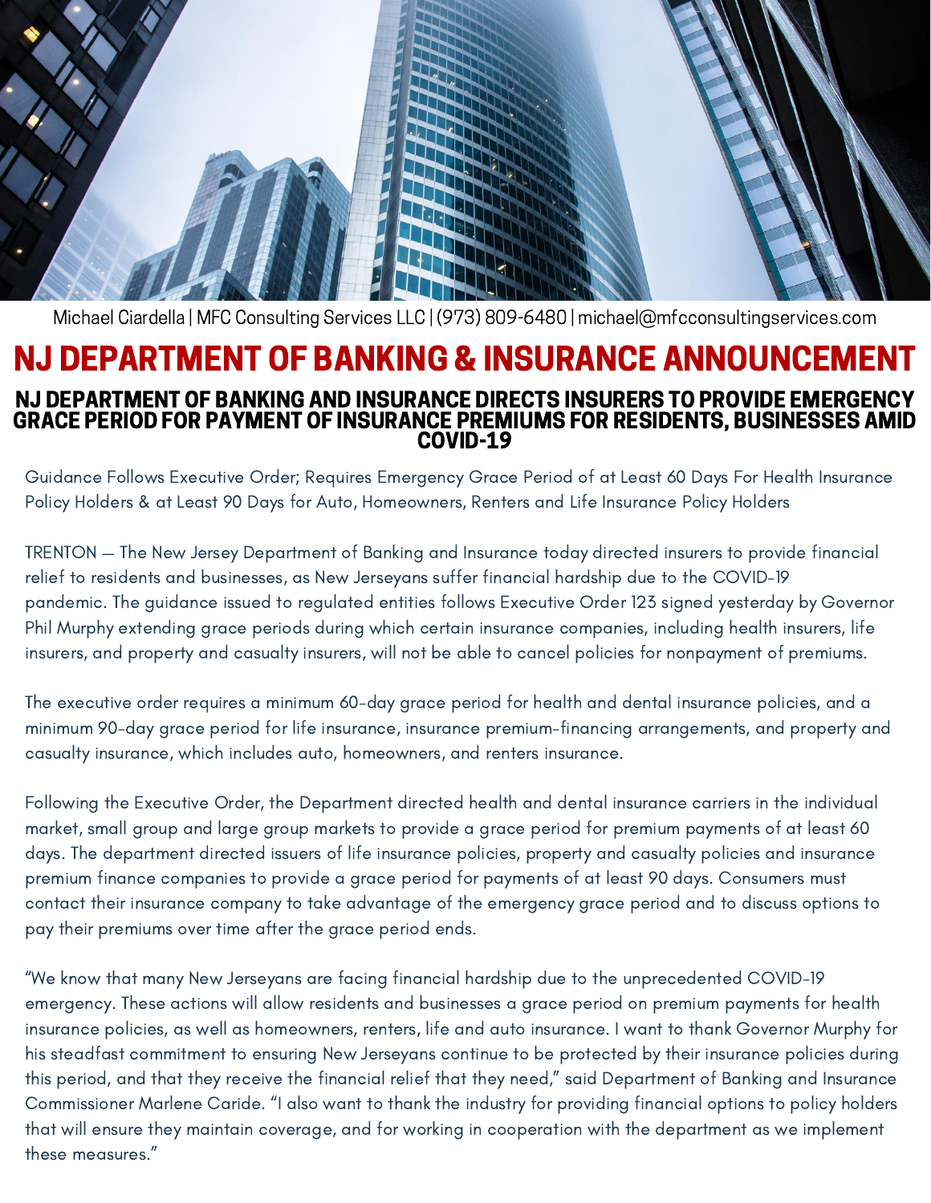Michael Ciardella | MFC Consulting Services LLC | (973) 809-6480 | michael@mfcconsultingservices.com

# NJ DEPARTMENT OF BANKING & INSURANCE ANNOUNCEMENT

## NJ DEPARTMENT OF BANKING AND INSURANCE DIRECTS INSURERS TO PROVIDE EMERGENCY GRACE PERIOD FOR PAYMENT OF INSURANCE PREMIUMS FOR RESIDENTS, BUSINESSES AMID COVID-19

Guidance Follows Executive Order; Requires Emergency Grace Period of at Least 60 Days For Health Insurance Policy Holders & at Least 90 Days for Auto, Homeowners, Renters and Life Insurance Policy Holders

TRENTON – The New Jersey Department of Banking and Insurance today directed insurers to provide financial relief to residents and businesses, as New Jerseyans suffer financial hardship due to the COVID-19 pandemic. The guidance issued to regulated entities follows Executive Order 123 signed yesterday by Governor Phil Murphy extending grace periods during which certain insurance companies, including health insurers, life insurers, and property and casualty insurers, will not be able to cancel policies for nonpayment of premiums.

The executive order requires a minimum 60-day grace period for health and dental insurance policies, and a minimum 90-day grace period for life insurance, insurance premium-financing arrangements, and property and casualty insurance, which includes auto, homeowners, and renters insurance.

Following the Executive Order, the Department directed health and dental insurance carriers in the individual market, small group and large group markets to provide a grace period for premium payments of at least 60 days. The department directed issuers of life insurance policies, property and casualty policies and insurance premium finance companies to provide a grace period for payments of at least 90 days. Consumers must contact their insurance company to take advantage of the emergency grace period and to discuss options to pay their premiums over time after the grace period ends.

"We know that many New Jerseyans are facing financial hardship due to the unprecedented COVID-19 emergency. These actions will allow residents and businesses a grace period on premium payments for health insurance policies, as well as homeowners, renters, life and auto insurance. I want to thank Governor Murphy for his steadfast commitment to ensuring New Jerseyans continue to be protected by their insurance policies during this period, and that they receive the financial relief that they need," said Department of Banking and Insurance Commissioner Marlene Caride. "I also want to thank the industry for providing financial options to policy holders that will ensure they maintain coverage, and for working in cooperation with the department as we implement these measures."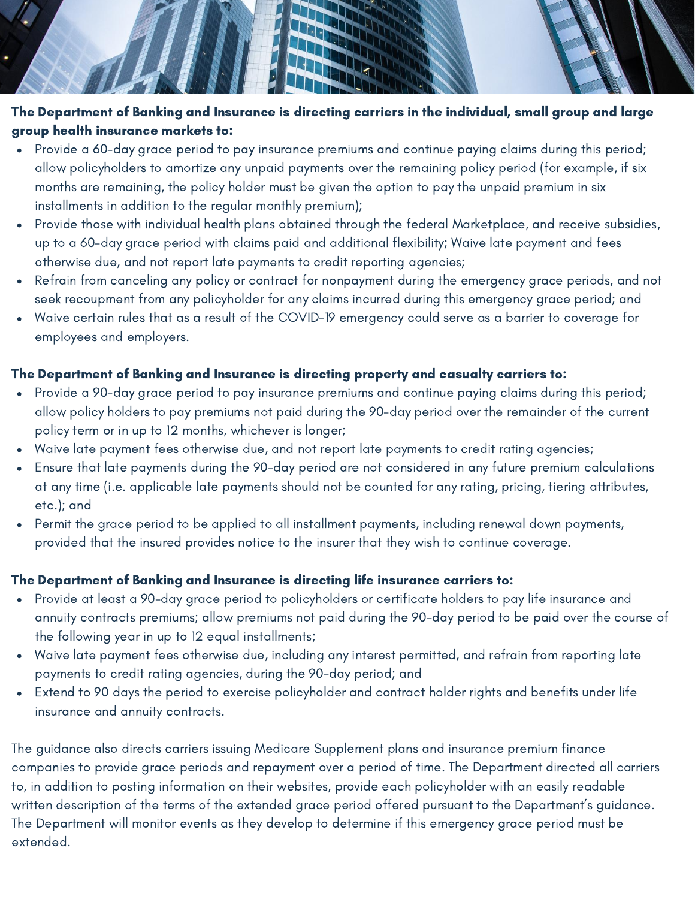**The Department of Banking and Insurance is directing carriers in the individual, small group and large group health insurance markets to:**

- Provide a 60-day grace period to pay insurance premiums and continue paying claims during this period; allow policyholders to amortize any unpaid payments over the remaining policy period (for example, if six months are remaining, the policy holder must be given the option to pay the unpaid premium in six installments in addition to the regular monthly premium);
- Provide those with individual health plans obtained through the federal Marketplace, and receive subsidies, up to a 60-day grace period with claims paid and additional flexibility; Waive late payment and fees otherwise due, and not report late payments to credit reporting agencies;
- Refrain from canceling any policy or contract for nonpayment during the emergency grace periods, and not seek recoupment from any policyholder for any claims incurred during this emergency grace period; and
- Waive certain rules that as a result of the COVID-19 emergency could serve as a barrier to coverage for employees and employers.

**The Department of Banking and Insurance is directing property and casualty carriers to:**

- Provide a 90-day grace period to pay insurance premiums and continue paying claims during this period; allow policy holders to pay premiums not paid during the 90-day period over the remainder of the current policy term or in up to 12 months, whichever is longer;
- Waive late payment fees otherwise due, and not report late payments to credit rating agencies;
- Ensure that late payments during the 90-day period are not considered in any future premium calculations at any time (i.e. applicable late payments should not be counted for any rating, pricing, tiering attributes, etc.); and
- Permit the grace period to be applied to all installment payments, including renewal down payments, provided that the insured provides notice to the insurer that they wish to continue coverage.

**The Department of Banking and Insurance is directing life insurance carriers to:**

- Provide at least a 90-day grace period to policyholders or certificate holders to pay life insurance and annuity contracts premiums; allow premiums not paid during the 90-day period to be paid over the course of the following year in up to 12 equal installments;
- Waive late payment fees otherwise due, including any interest permitted, and refrain from reporting late payments to credit rating agencies, during the 90-day period; and
- Extend to 90 days the period to exercise policyholder and contract holder rights and benefits under life insurance and annuity contracts.

The guidance also directs carriers issuing Medicare Supplement plans and insurance premium finance companies to provide grace periods and repayment over a period of time. The Department directed all carriers to, in addition to posting information on their websites, provide each policyholder with an easily readable written description of the terms of the extended grace period offered pursuant to the Department's guidance. The Department will monitor events as they develop to determine if this emergency grace period must be extended.